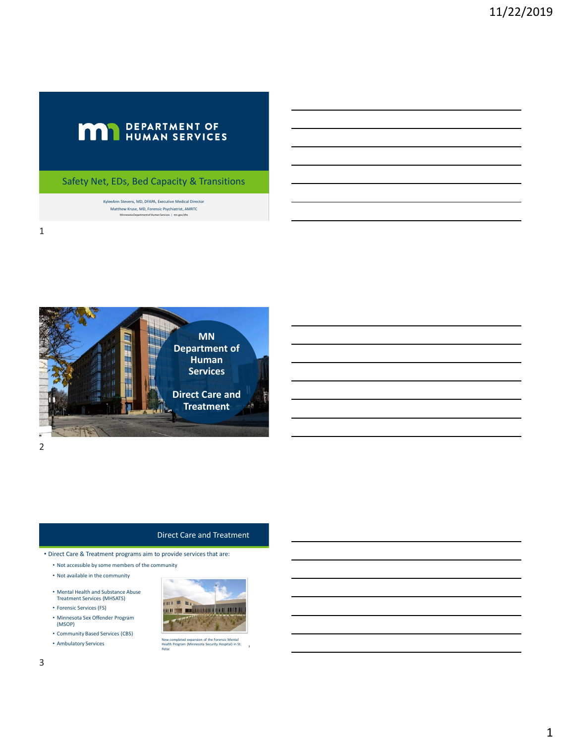# DEPARTMENT OF HUMAN SERVICES

## Safety Net, EDs, Bed Capacity & Transitions

KyleeAnn Stevens, MD, DFAPA, Executive Medical Director
Matthew Kruse, MD, Forensic Psychiatrist, AMRTC
Minnesota Department of Human Services | mn.gov/dhs

---

## MN Department of Human Services

## Direct Care and Treatment

---

## Direct Care and Treatment

- Direct Care & Treatment programs aim to provide services that are:
  - Not accessible by some members of the community
  - Not available in the community
  - Mental Health and Substance Abuse Treatment Services (MHSATS)
  - Forensic Services (FS)
  - Minnesota Sex Offender Program (MSOP)
  - Community Based Services (CBS)
  - Ambulatory Services

New completed expansion of the Forensic Mental Health Program (Minnesota Security Hospital) in St. Peter.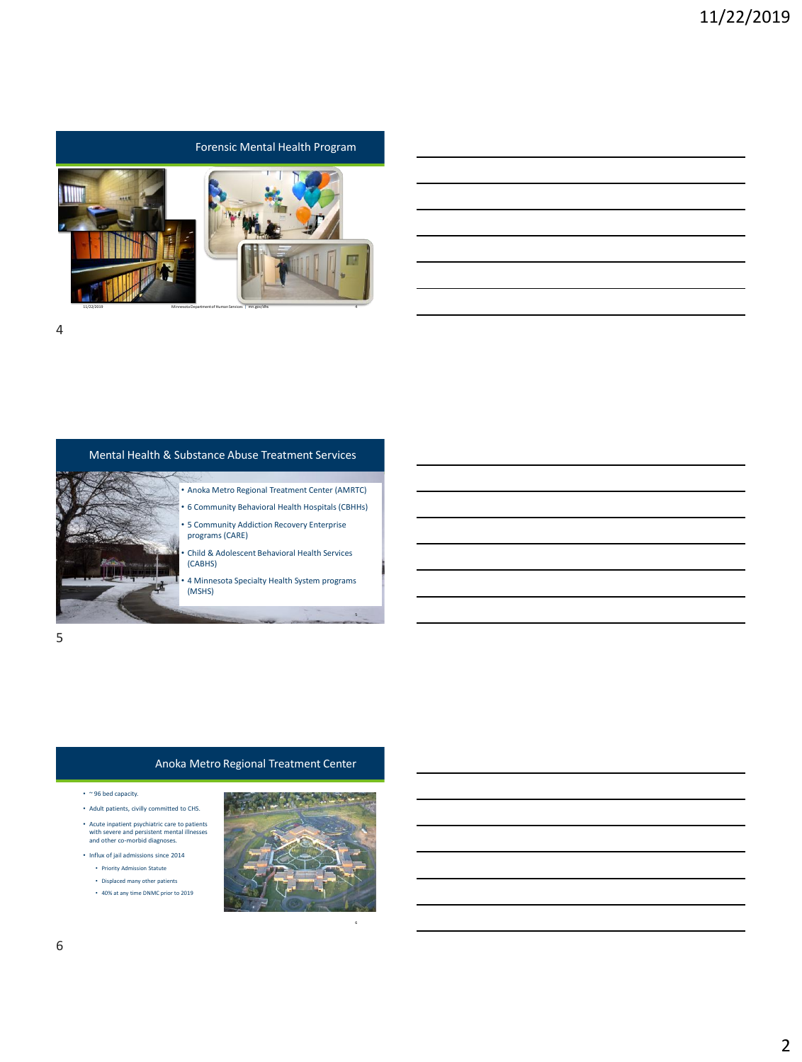## Forensic Mental Health Program

## Mental Health & Substance Abuse Treatment Services

- Anoka Metro Regional Treatment Center (AMRTC)
- 6 Community Behavioral Health Hospitals (CBHHs)
- 5 Community Addiction Recovery Enterprise programs (CARE)
- Child & Adolescent Behavioral Health Services (CABHS)
- 4 Minnesota Specialty Health System programs (MSHS)

## Anoka Metro Regional Treatment Center

- ~ 96 bed capacity.
- Adult patients, civilly committed to CHS.
- Acute inpatient psychiatric care to patients with severe and persistent mental illnesses and other co-morbid diagnoses.
- Influx of jail admissions since 2014
  - Priority Admission Statute
  - Displaced many other patients
  - 40% at any time DNMC prior to 2019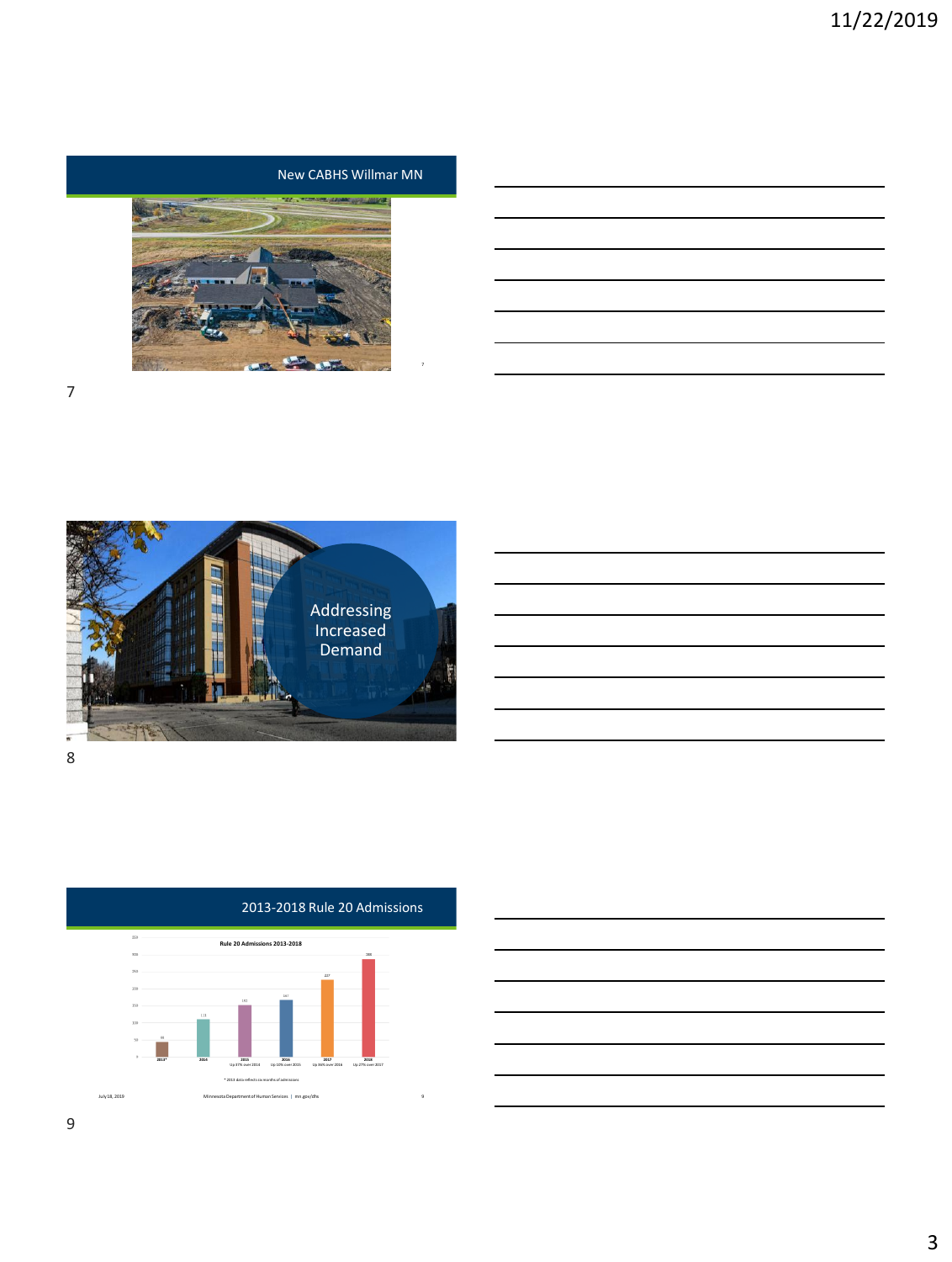## New CABHS Willmar MN

## Addressing Increased Demand

## 2013-2018 Rule 20 Admissions

**Rule 20 Admissions 2013-2018**

| Year | Admissions | Change |
|---|---|---|
| 2013* | 44 | |
| 2014 | 111 | |
| 2015 | 152 | Up 37% over 2014 |
| 2016 | 167 | Up 10% over 2015 |
| 2017 | 227 | Up 36% over 2016 |
| 2018 | 288 | Up 27% over 2017 |

* 2013 data reflects six months of admissions

July 18, 2019 — Minnesota Department of Human Services | mn.gov/dhs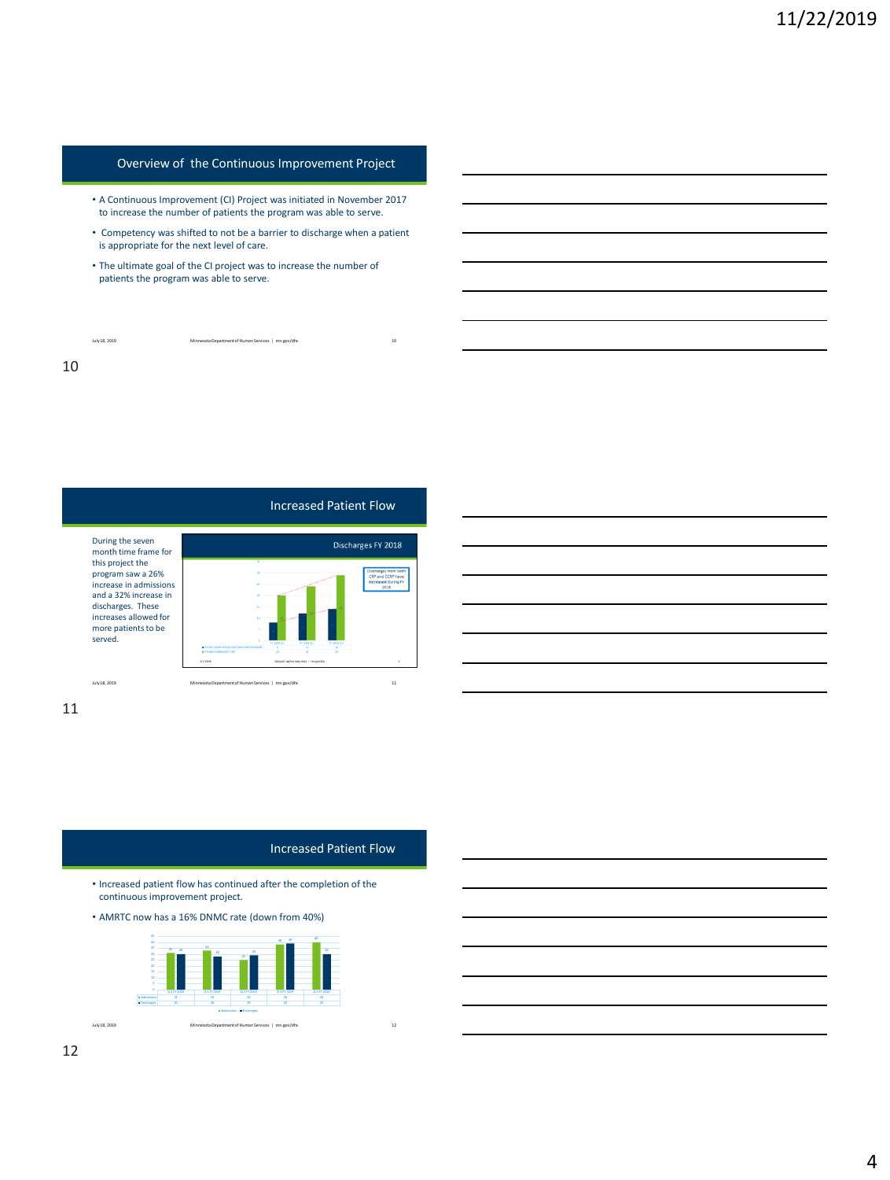## Overview of the Continuous Improvement Project

- A Continuous Improvement (CI) Project was initiated in November 2017 to increase the number of patients the program was able to serve.
- Competency was shifted to not be a barrier to discharge when a patient is appropriate for the next level of care.
- The ultimate goal of the CI project was to increase the number of patients the program was able to serve.

## Increased Patient Flow

During the seven month time frame for this project the program saw a 26% increase in admissions and a 32% increase in discharges. These increases allowed for more patients to be served.

### Discharges FY 2018

Discharges from both CRP and CCRP have increased during FY 2018

## Increased Patient Flow

- Increased patient flow has continued after the completion of the continuous improvement project.
- AMRTC now has a 16% DNMC rate (down from 40%)

| | Q1 FY 2018 | Q2 FY 2018 | Q3 FY 2019 | Q3 FY 2019 | Q4 FY 2019 |
|---|---|---|---|---|---|
| Admissions | 31 | 33 | 25 | 38 | 40 |
| Discharges | 30 | 28 | 29 | 39 | 30 |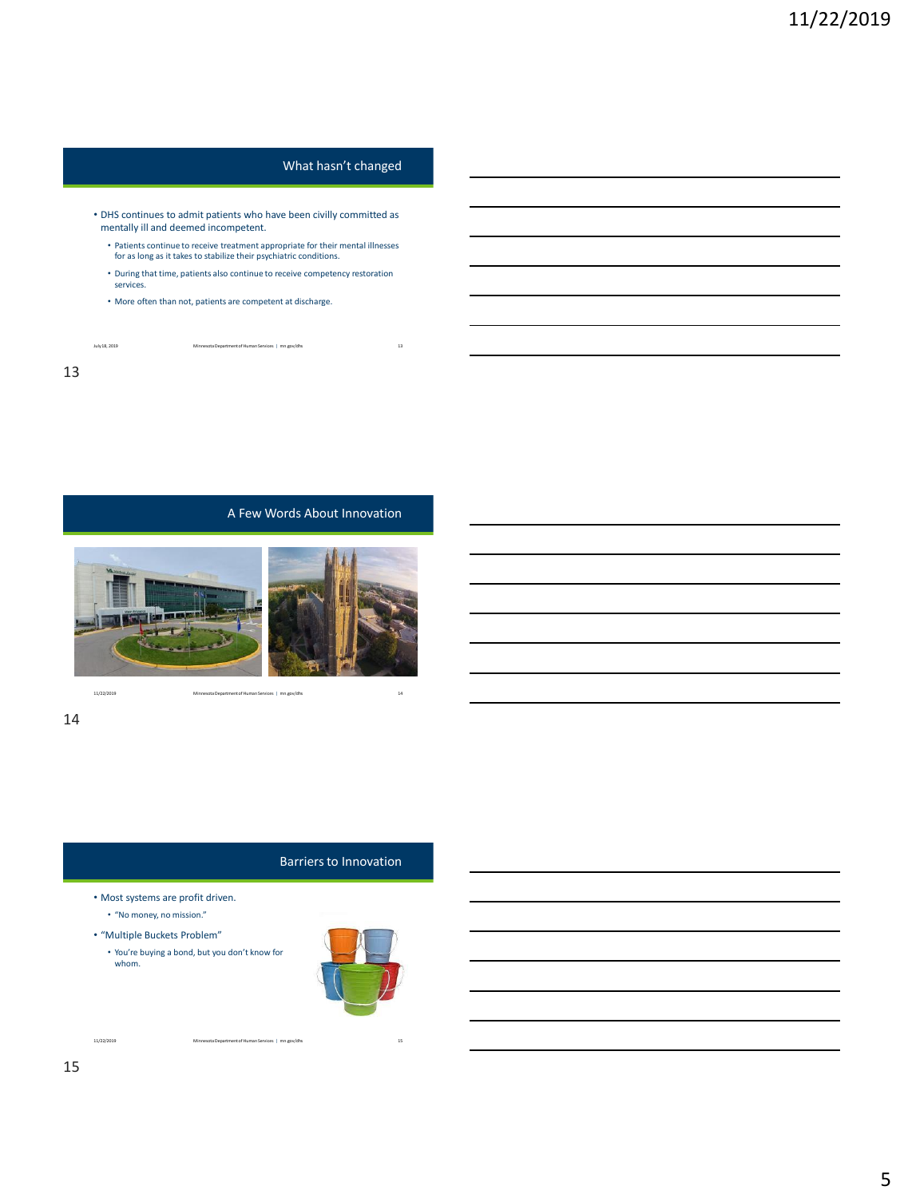## What hasn't changed

- DHS continues to admit patients who have been civilly committed as mentally ill and deemed incompetent.
  - Patients continue to receive treatment appropriate for their mental illnesses for as long as it takes to stabilize their psychiatric conditions.
  - During that time, patients also continue to receive competency restoration services.
  - More often than not, patients are competent at discharge.

## A Few Words About Innovation

## Barriers to Innovation

- Most systems are profit driven.
  - "No money, no mission."
- "Multiple Buckets Problem"
  - You're buying a bond, but you don't know for whom.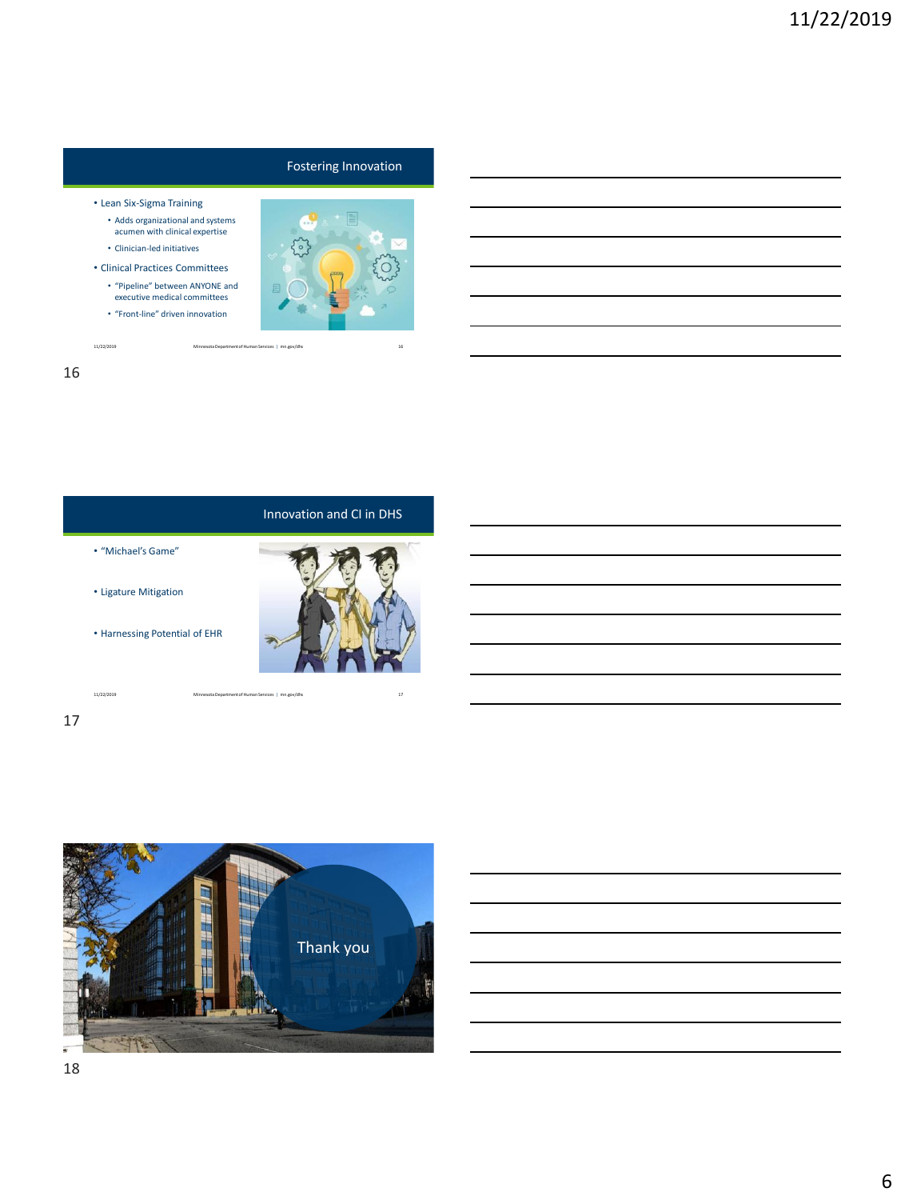## Fostering Innovation

- Lean Six-Sigma Training
  - Adds organizational and systems acumen with clinical expertise
  - Clinician-led initiatives
- Clinical Practices Committees
  - "Pipeline" between ANYONE and executive medical committees
  - "Front-line" driven innovation

## Innovation and CI in DHS

- "Michael's Game"
- Ligature Mitigation
- Harnessing Potential of EHR

Thank you